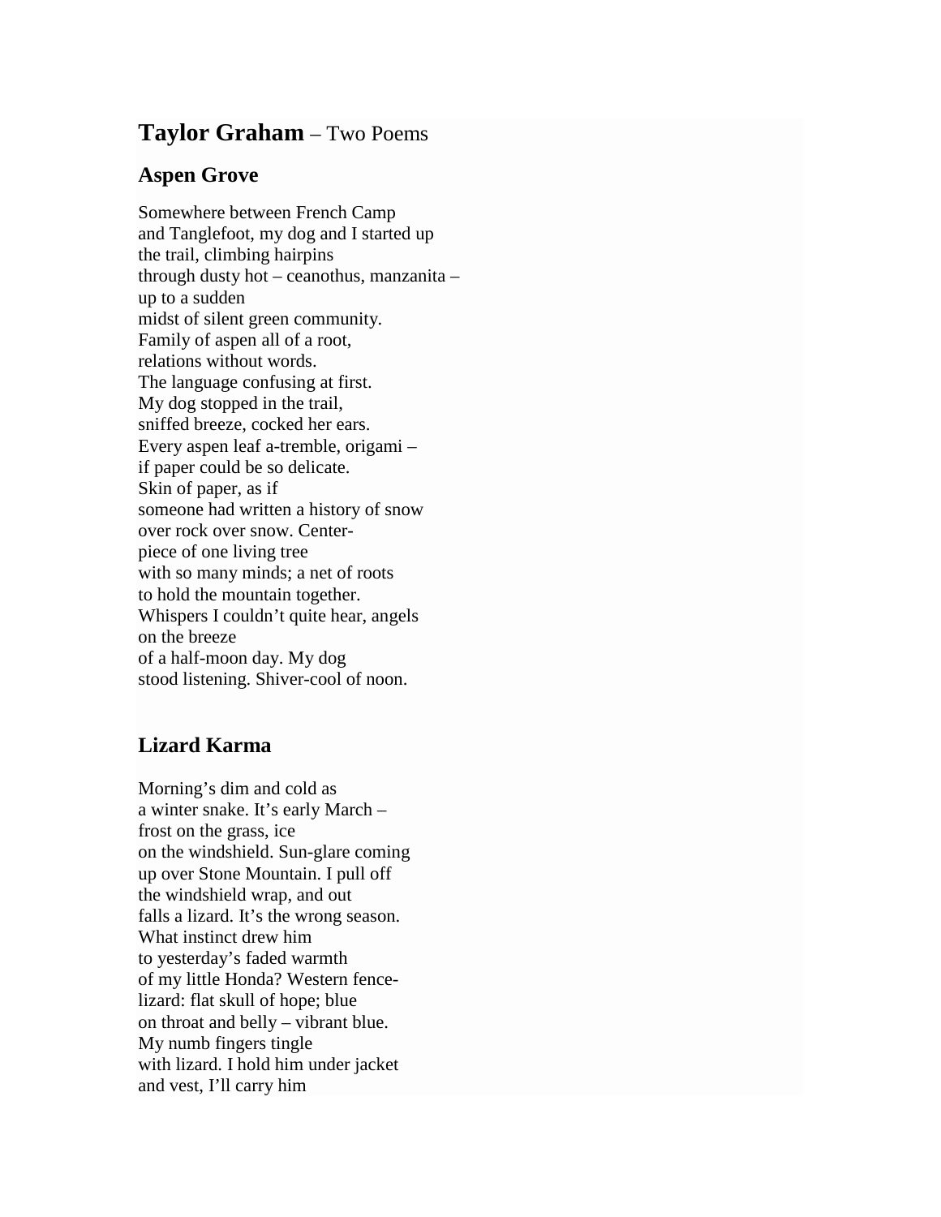# **Taylor Graham** – Two Poems

## Aspen Grove

Somewhere between French Camp  
and Tanglefoot, my dog and I started up  
the trail, climbing hairpins  
through dusty hot – ceanothus, manzanita –  
up to a sudden  
midst of silent green community.  
Family of aspen all of a root,  
relations without words.  
The language confusing at first.  
My dog stopped in the trail,  
sniffed breeze, cocked her ears.  
Every aspen leaf a-tremble, origami –  
if paper could be so delicate.  
Skin of paper, as if  
someone had written a history of snow  
over rock over snow. Center-  
piece of one living tree  
with so many minds; a net of roots  
to hold the mountain together.  
Whispers I couldn't quite hear, angels  
on the breeze  
of a half-moon day. My dog  
stood listening. Shiver-cool of noon.

## Lizard Karma

Morning's dim and cold as  
a winter snake. It's early March –  
frost on the grass, ice  
on the windshield. Sun-glare coming  
up over Stone Mountain. I pull off  
the windshield wrap, and out  
falls a lizard. It's the wrong season.  
What instinct drew him  
to yesterday's faded warmth  
of my little Honda? Western fence-  
lizard: flat skull of hope; blue  
on throat and belly – vibrant blue.  
My numb fingers tingle  
with lizard. I hold him under jacket  
and vest, I'll carry him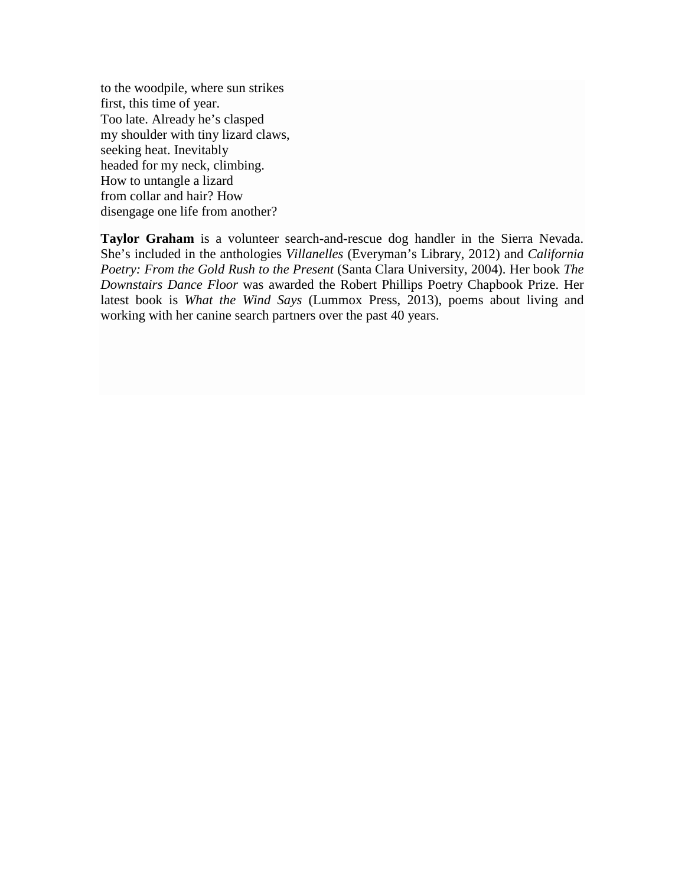to the woodpile, where sun strikes  
first, this time of year.  
Too late. Already he's clasped  
my shoulder with tiny lizard claws,  
seeking heat. Inevitably  
headed for my neck, climbing.  
How to untangle a lizard  
from collar and hair? How  
disengage one life from another?

**Taylor Graham** is a volunteer search-and-rescue dog handler in the Sierra Nevada. She's included in the anthologies *Villanelles* (Everyman's Library, 2012) and *California Poetry: From the Gold Rush to the Present* (Santa Clara University, 2004). Her book *The Downstairs Dance Floor* was awarded the Robert Phillips Poetry Chapbook Prize. Her latest book is *What the Wind Says* (Lummox Press, 2013), poems about living and working with her canine search partners over the past 40 years.